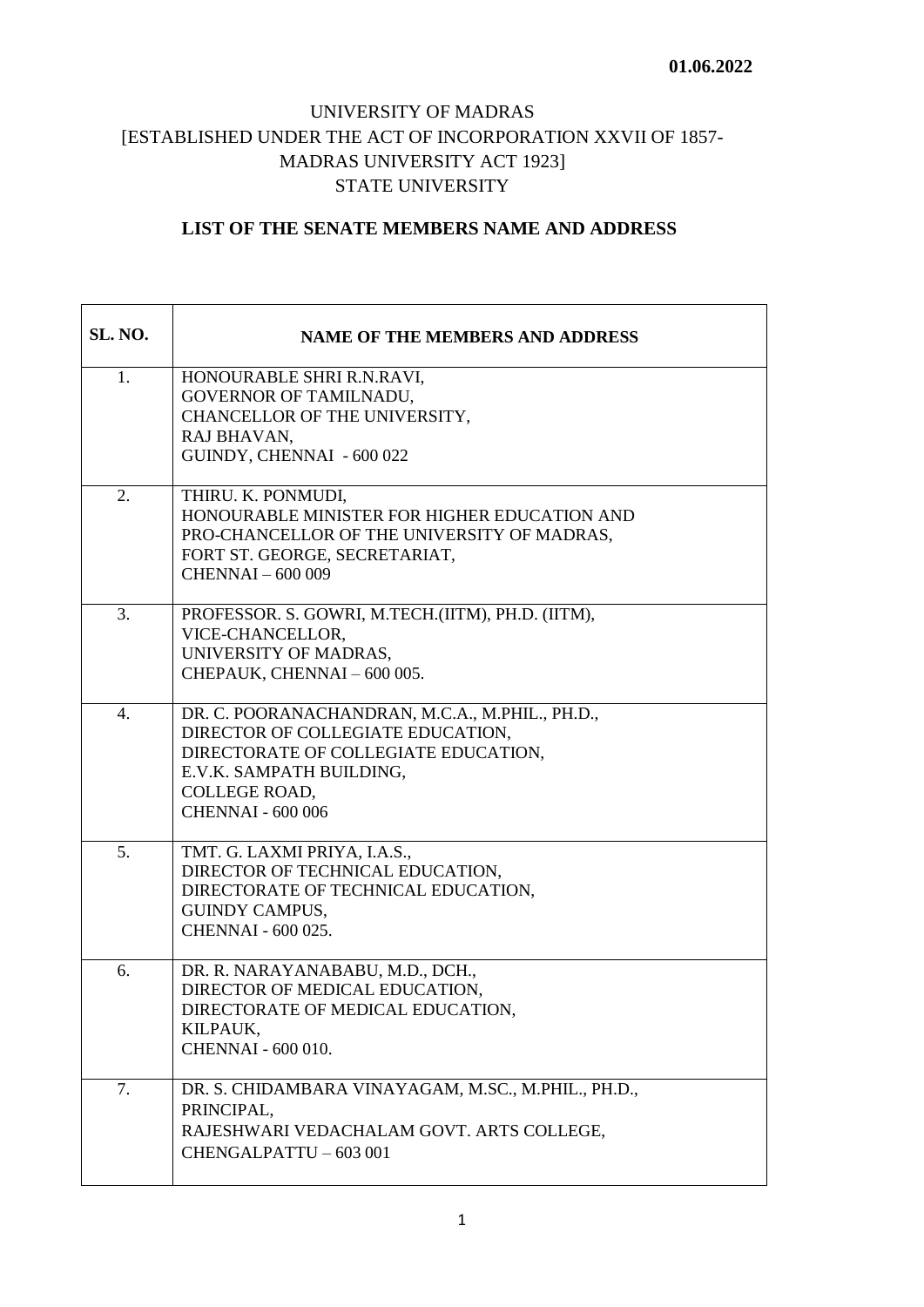**01.06.2022**

UNIVERSITY OF MADRAS
[ESTABLISHED UNDER THE ACT OF INCORPORATION XXVII OF 1857-
MADRAS UNIVERSITY ACT 1923]
STATE UNIVERSITY

## LIST OF THE SENATE MEMBERS NAME AND ADDRESS

| SL. NO. | NAME OF THE MEMBERS AND ADDRESS |
|---|---|
| 1. | HONOURABLE SHRI R.N.RAVI,<br>GOVERNOR OF TAMILNADU,<br>CHANCELLOR OF THE UNIVERSITY,<br>RAJ BHAVAN,<br>GUINDY, CHENNAI - 600 022 |
| 2. | THIRU. K. PONMUDI,<br>HONOURABLE MINISTER FOR HIGHER EDUCATION AND<br>PRO-CHANCELLOR OF THE UNIVERSITY OF MADRAS,<br>FORT ST. GEORGE, SECRETARIAT,<br>CHENNAI – 600 009 |
| 3. | PROFESSOR. S. GOWRI, M.TECH.(IITM), PH.D. (IITM),<br>VICE-CHANCELLOR,<br>UNIVERSITY OF MADRAS,<br>CHEPAUK, CHENNAI – 600 005. |
| 4. | DR. C. POORANACHANDRAN, M.C.A., M.PHIL., PH.D.,<br>DIRECTOR OF COLLEGIATE EDUCATION,<br>DIRECTORATE OF COLLEGIATE EDUCATION,<br>E.V.K. SAMPATH BUILDING,<br>COLLEGE ROAD,<br>CHENNAI - 600 006 |
| 5. | TMT. G. LAXMI PRIYA, I.A.S.,<br>DIRECTOR OF TECHNICAL EDUCATION,<br>DIRECTORATE OF TECHNICAL EDUCATION,<br>GUINDY CAMPUS,<br>CHENNAI - 600 025. |
| 6. | DR. R. NARAYANABABU, M.D., DCH.,<br>DIRECTOR OF MEDICAL EDUCATION,<br>DIRECTORATE OF MEDICAL EDUCATION,<br>KILPAUK,<br>CHENNAI - 600 010. |
| 7. | DR. S. CHIDAMBARA VINAYAGAM, M.SC., M.PHIL., PH.D.,<br>PRINCIPAL,<br>RAJESHWARI VEDACHALAM GOVT. ARTS COLLEGE,<br>CHENGALPATTU – 603 001 |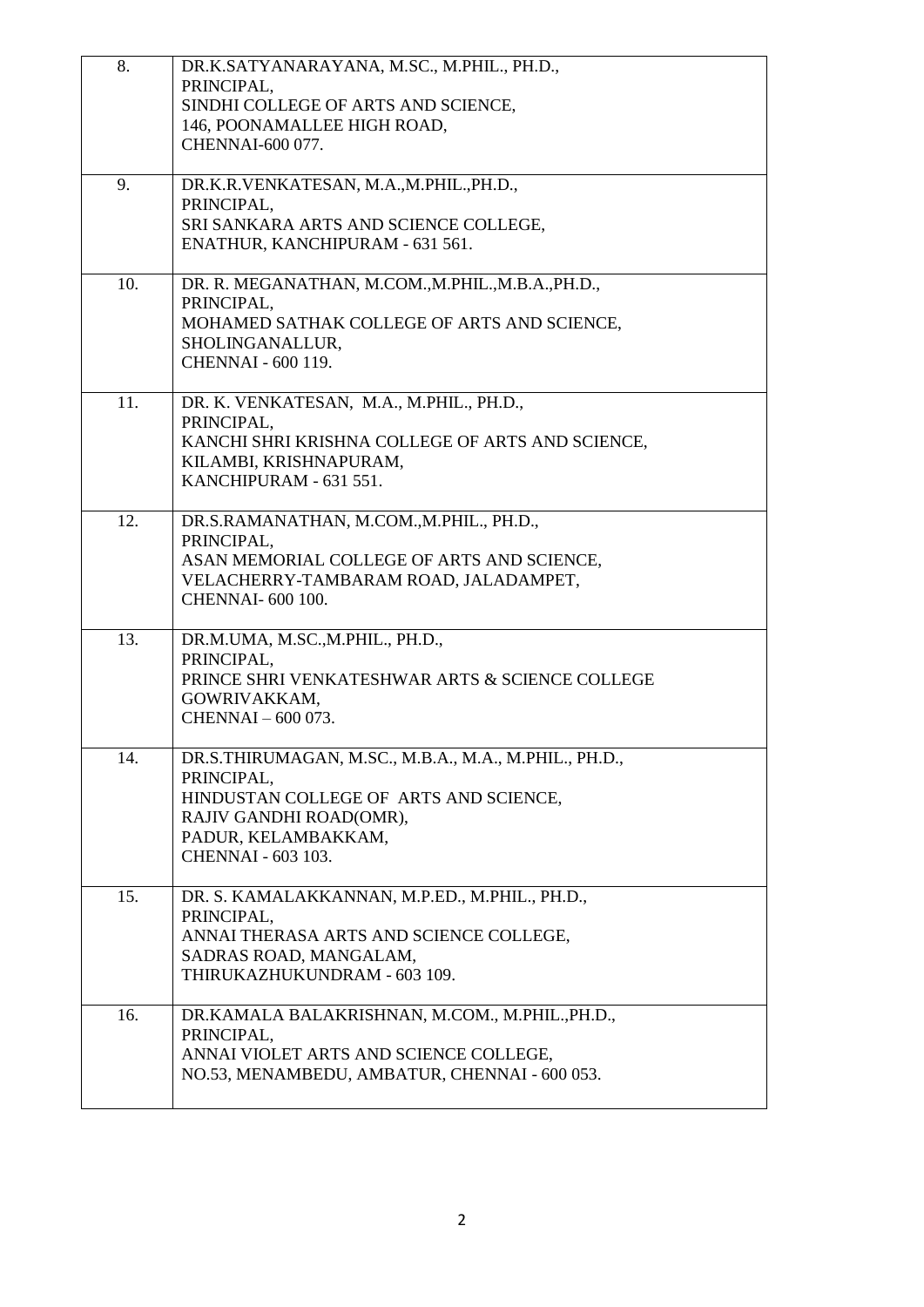| | |
|---|---|
| 8. | DR.K.SATYANARAYANA, M.SC., M.PHIL., PH.D.,<br>PRINCIPAL,<br>SINDHI COLLEGE OF ARTS AND SCIENCE,<br>146, POONAMALLEE HIGH ROAD,<br>CHENNAI-600 077. |
| 9. | DR.K.R.VENKATESAN, M.A.,M.PHIL.,PH.D.,<br>PRINCIPAL,<br>SRI SANKARA ARTS AND SCIENCE COLLEGE,<br>ENATHUR, KANCHIPURAM - 631 561. |
| 10. | DR. R. MEGANATHAN, M.COM.,M.PHIL.,M.B.A.,PH.D.,<br>PRINCIPAL,<br>MOHAMED SATHAK COLLEGE OF ARTS AND SCIENCE,<br>SHOLINGANALLUR,<br>CHENNAI - 600 119. |
| 11. | DR. K. VENKATESAN, M.A., M.PHIL., PH.D.,<br>PRINCIPAL,<br>KANCHI SHRI KRISHNA COLLEGE OF ARTS AND SCIENCE,<br>KILAMBI, KRISHNAPURAM,<br>KANCHIPURAM - 631 551. |
| 12. | DR.S.RAMANATHAN, M.COM.,M.PHIL., PH.D.,<br>PRINCIPAL,<br>ASAN MEMORIAL COLLEGE OF ARTS AND SCIENCE,<br>VELACHERRY-TAMBARAM ROAD, JALADAMPET,<br>CHENNAI- 600 100. |
| 13. | DR.M.UMA, M.SC.,M.PHIL., PH.D.,<br>PRINCIPAL,<br>PRINCE SHRI VENKATESHWAR ARTS & SCIENCE COLLEGE<br>GOWRIVAKKAM,<br>CHENNAI – 600 073. |
| 14. | DR.S.THIRUMAGAN, M.SC., M.B.A., M.A., M.PHIL., PH.D.,<br>PRINCIPAL,<br>HINDUSTAN COLLEGE OF ARTS AND SCIENCE,<br>RAJIV GANDHI ROAD(OMR),<br>PADUR, KELAMBAKKAM,<br>CHENNAI - 603 103. |
| 15. | DR. S. KAMALAKKANNAN, M.P.ED., M.PHIL., PH.D.,<br>PRINCIPAL,<br>ANNAI THERASA ARTS AND SCIENCE COLLEGE,<br>SADRAS ROAD, MANGALAM,<br>THIRUKAZHUKUNDRAM - 603 109. |
| 16. | DR.KAMALA BALAKRISHNAN, M.COM., M.PHIL.,PH.D.,<br>PRINCIPAL,<br>ANNAI VIOLET ARTS AND SCIENCE COLLEGE,<br>NO.53, MENAMBEDU, AMBATUR, CHENNAI - 600 053. |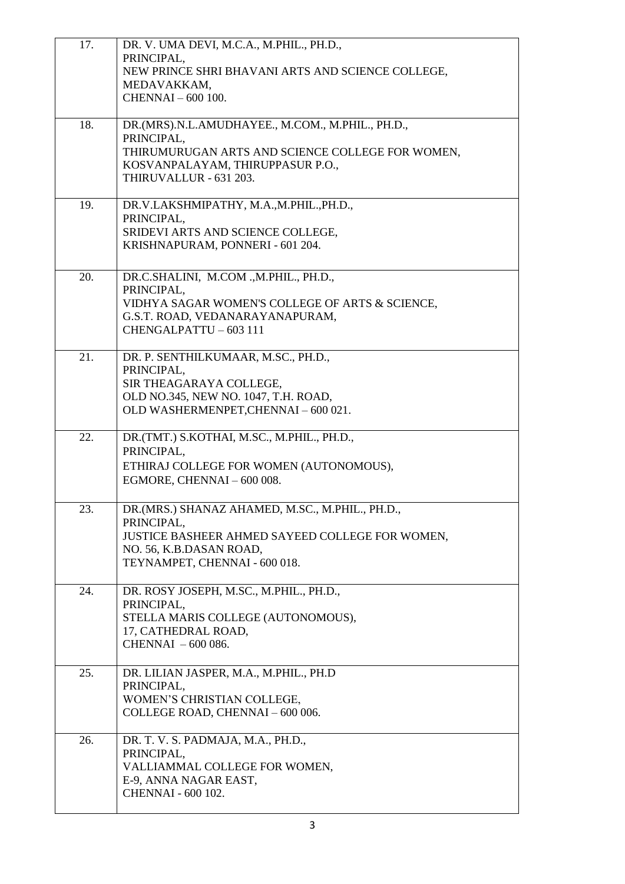| | |
|---|---|
| 17. | DR. V. UMA DEVI, M.C.A., M.PHIL., PH.D.,<br>PRINCIPAL,<br>NEW PRINCE SHRI BHAVANI ARTS AND SCIENCE COLLEGE,<br>MEDAVAKKAM,<br>CHENNAI – 600 100. |
| 18. | DR.(MRS).N.L.AMUDHAYEE., M.COM., M.PHIL., PH.D.,<br>PRINCIPAL,<br>THIRUMURUGAN ARTS AND SCIENCE COLLEGE FOR WOMEN,<br>KOSVANPALAYAM, THIRUPPASUR P.O.,<br>THIRUVALLUR - 631 203. |
| 19. | DR.V.LAKSHMIPATHY, M.A.,M.PHIL.,PH.D.,<br>PRINCIPAL,<br>SRIDEVI ARTS AND SCIENCE COLLEGE,<br>KRISHNAPURAM, PONNERI - 601 204. |
| 20. | DR.C.SHALINI, M.COM .,M.PHIL., PH.D.,<br>PRINCIPAL,<br>VIDHYA SAGAR WOMEN'S COLLEGE OF ARTS & SCIENCE,<br>G.S.T. ROAD, VEDANARAYANAPURAM,<br>CHENGALPATTU – 603 111 |
| 21. | DR. P. SENTHILKUMAAR, M.SC., PH.D.,<br>PRINCIPAL,<br>SIR THEAGARAYA COLLEGE,<br>OLD NO.345, NEW NO. 1047, T.H. ROAD,<br>OLD WASHERMENPET,CHENNAI – 600 021. |
| 22. | DR.(TMT.) S.KOTHAI, M.SC., M.PHIL., PH.D.,<br>PRINCIPAL,<br>ETHIRAJ COLLEGE FOR WOMEN (AUTONOMOUS),<br>EGMORE, CHENNAI – 600 008. |
| 23. | DR.(MRS.) SHANAZ AHAMED, M.SC., M.PHIL., PH.D.,<br>PRINCIPAL,<br>JUSTICE BASHEER AHMED SAYEED COLLEGE FOR WOMEN,<br>NO. 56, K.B.DASAN ROAD,<br>TEYNAMPET, CHENNAI - 600 018. |
| 24. | DR. ROSY JOSEPH, M.SC., M.PHIL., PH.D.,<br>PRINCIPAL,<br>STELLA MARIS COLLEGE (AUTONOMOUS),<br>17, CATHEDRAL ROAD,<br>CHENNAI – 600 086. |
| 25. | DR. LILIAN JASPER, M.A., M.PHIL., PH.D<br>PRINCIPAL,<br>WOMEN'S CHRISTIAN COLLEGE,<br>COLLEGE ROAD, CHENNAI – 600 006. |
| 26. | DR. T. V. S. PADMAJA, M.A., PH.D.,<br>PRINCIPAL,<br>VALLIAMMAL COLLEGE FOR WOMEN,<br>E-9, ANNA NAGAR EAST,<br>CHENNAI - 600 102. |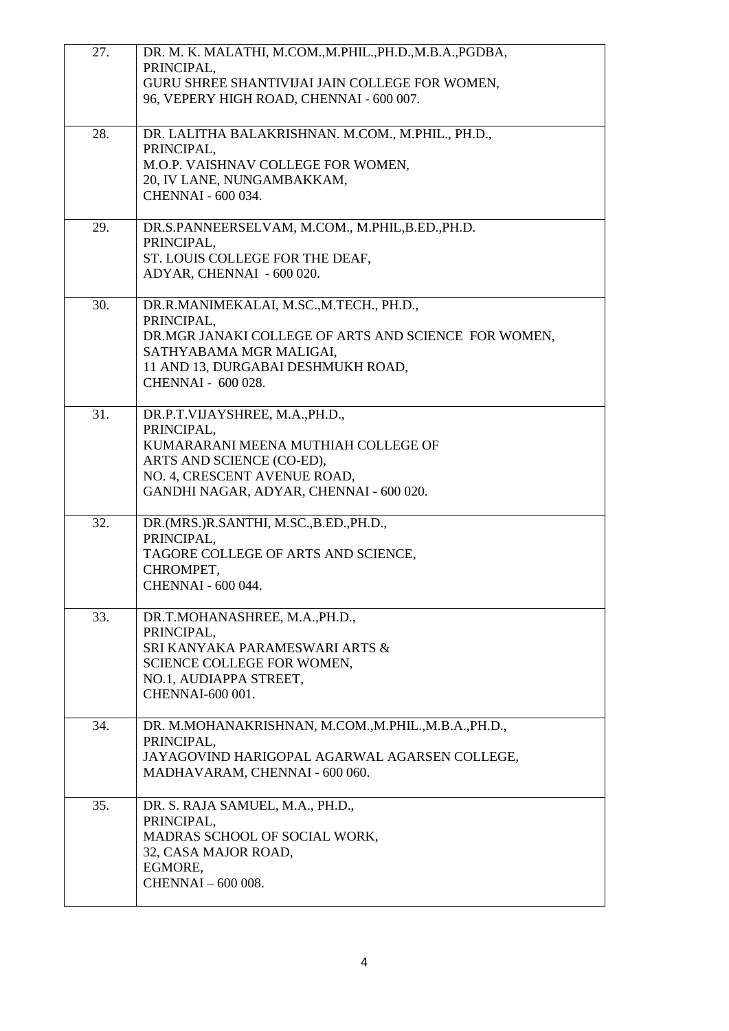| | |
|---|---|
| 27. | DR. M. K. MALATHI, M.COM.,M.PHIL.,PH.D.,M.B.A.,PGDBA,<br>PRINCIPAL,<br>GURU SHREE SHANTIVIJAI JAIN COLLEGE FOR WOMEN,<br>96, VEPERY HIGH ROAD, CHENNAI - 600 007. |
| 28. | DR. LALITHA BALAKRISHNAN. M.COM., M.PHIL., PH.D.,<br>PRINCIPAL,<br>M.O.P. VAISHNAV COLLEGE FOR WOMEN,<br>20, IV LANE, NUNGAMBAKKAM,<br>CHENNAI - 600 034. |
| 29. | DR.S.PANNEERSELVAM, M.COM., M.PHIL,B.ED.,PH.D.<br>PRINCIPAL,<br>ST. LOUIS COLLEGE FOR THE DEAF,<br>ADYAR, CHENNAI - 600 020. |
| 30. | DR.R.MANIMEKALAI, M.SC.,M.TECH., PH.D.,<br>PRINCIPAL,<br>DR.MGR JANAKI COLLEGE OF ARTS AND SCIENCE FOR WOMEN,<br>SATHYABAMA MGR MALIGAI,<br>11 AND 13, DURGABAI DESHMUKH ROAD,<br>CHENNAI - 600 028. |
| 31. | DR.P.T.VIJAYSHREE, M.A.,PH.D.,<br>PRINCIPAL,<br>KUMARARANI MEENA MUTHIAH COLLEGE OF<br>ARTS AND SCIENCE (CO-ED),<br>NO. 4, CRESCENT AVENUE ROAD,<br>GANDHI NAGAR, ADYAR, CHENNAI - 600 020. |
| 32. | DR.(MRS.)R.SANTHI, M.SC.,B.ED.,PH.D.,<br>PRINCIPAL,<br>TAGORE COLLEGE OF ARTS AND SCIENCE,<br>CHROMPET,<br>CHENNAI - 600 044. |
| 33. | DR.T.MOHANASHREE, M.A.,PH.D.,<br>PRINCIPAL,<br>SRI KANYAKA PARAMESWARI ARTS &<br>SCIENCE COLLEGE FOR WOMEN,<br>NO.1, AUDIAPPA STREET,<br>CHENNAI-600 001. |
| 34. | DR. M.MOHANAKRISHNAN, M.COM.,M.PHIL.,M.B.A.,PH.D.,<br>PRINCIPAL,<br>JAYAGOVIND HARIGOPAL AGARWAL AGARSEN COLLEGE,<br>MADHAVARAM, CHENNAI - 600 060. |
| 35. | DR. S. RAJA SAMUEL, M.A., PH.D.,<br>PRINCIPAL,<br>MADRAS SCHOOL OF SOCIAL WORK,<br>32, CASA MAJOR ROAD,<br>EGMORE,<br>CHENNAI – 600 008. |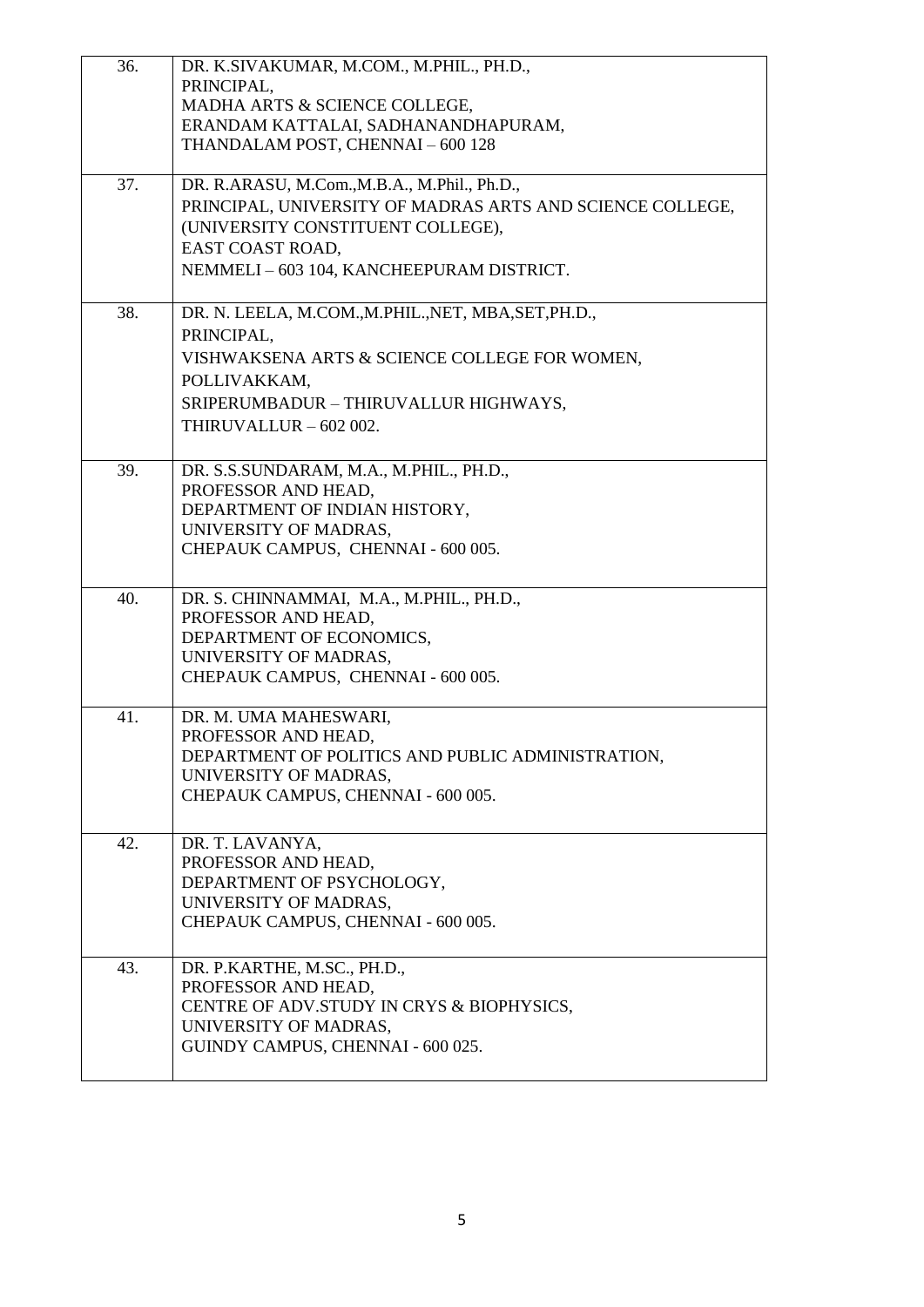| | |
|---|---|
| 36. | DR. K.SIVAKUMAR, M.COM., M.PHIL., PH.D.,<br>PRINCIPAL,<br>MADHA ARTS & SCIENCE COLLEGE,<br>ERANDAM KATTALAI, SADHANANDHAPURAM,<br>THANDALAM POST, CHENNAI – 600 128 |
| 37. | DR. R.ARASU, M.Com.,M.B.A., M.Phil., Ph.D.,<br>PRINCIPAL, UNIVERSITY OF MADRAS ARTS AND SCIENCE COLLEGE,<br>(UNIVERSITY CONSTITUENT COLLEGE),<br>EAST COAST ROAD,<br>NEMMELI – 603 104, KANCHEEPURAM DISTRICT. |
| 38. | DR. N. LEELA, M.COM.,M.PHIL.,NET, MBA,SET,PH.D.,<br>PRINCIPAL,<br>VISHWAKSENA ARTS & SCIENCE COLLEGE FOR WOMEN,<br>POLLIVAKKAM,<br>SRIPERUMBADUR – THIRUVALLUR HIGHWAYS,<br>THIRUVALLUR – 602 002. |
| 39. | DR. S.S.SUNDARAM, M.A., M.PHIL., PH.D.,<br>PROFESSOR AND HEAD,<br>DEPARTMENT OF INDIAN HISTORY,<br>UNIVERSITY OF MADRAS,<br>CHEPAUK CAMPUS, CHENNAI - 600 005. |
| 40. | DR. S. CHINNAMMAI, M.A., M.PHIL., PH.D.,<br>PROFESSOR AND HEAD,<br>DEPARTMENT OF ECONOMICS,<br>UNIVERSITY OF MADRAS,<br>CHEPAUK CAMPUS, CHENNAI - 600 005. |
| 41. | DR. M. UMA MAHESWARI,<br>PROFESSOR AND HEAD,<br>DEPARTMENT OF POLITICS AND PUBLIC ADMINISTRATION,<br>UNIVERSITY OF MADRAS,<br>CHEPAUK CAMPUS, CHENNAI - 600 005. |
| 42. | DR. T. LAVANYA,<br>PROFESSOR AND HEAD,<br>DEPARTMENT OF PSYCHOLOGY,<br>UNIVERSITY OF MADRAS,<br>CHEPAUK CAMPUS, CHENNAI - 600 005. |
| 43. | DR. P.KARTHE, M.SC., PH.D.,<br>PROFESSOR AND HEAD,<br>CENTRE OF ADV.STUDY IN CRYS & BIOPHYSICS,<br>UNIVERSITY OF MADRAS,<br>GUINDY CAMPUS, CHENNAI - 600 025. |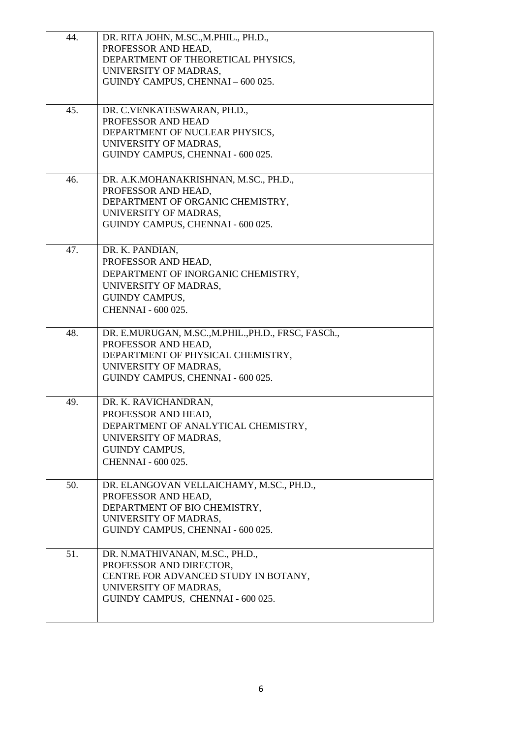| | |
|---|---|
| 44. | DR. RITA JOHN, M.SC.,M.PHIL., PH.D.,<br>PROFESSOR AND HEAD,<br>DEPARTMENT OF THEORETICAL PHYSICS,<br>UNIVERSITY OF MADRAS,<br>GUINDY CAMPUS, CHENNAI – 600 025. |
| 45. | DR. C.VENKATESWARAN, PH.D.,<br>PROFESSOR AND HEAD<br>DEPARTMENT OF NUCLEAR PHYSICS,<br>UNIVERSITY OF MADRAS,<br>GUINDY CAMPUS, CHENNAI - 600 025. |
| 46. | DR. A.K.MOHANAKRISHNAN, M.SC., PH.D.,<br>PROFESSOR AND HEAD,<br>DEPARTMENT OF ORGANIC CHEMISTRY,<br>UNIVERSITY OF MADRAS,<br>GUINDY CAMPUS, CHENNAI - 600 025. |
| 47. | DR. K. PANDIAN,<br>PROFESSOR AND HEAD,<br>DEPARTMENT OF INORGANIC CHEMISTRY,<br>UNIVERSITY OF MADRAS,<br>GUINDY CAMPUS,<br>CHENNAI - 600 025. |
| 48. | DR. E.MURUGAN, M.SC.,M.PHIL.,PH.D., FRSC, FASCh.,<br>PROFESSOR AND HEAD,<br>DEPARTMENT OF PHYSICAL CHEMISTRY,<br>UNIVERSITY OF MADRAS,<br>GUINDY CAMPUS, CHENNAI - 600 025. |
| 49. | DR. K. RAVICHANDRAN,<br>PROFESSOR AND HEAD,<br>DEPARTMENT OF ANALYTICAL CHEMISTRY,<br>UNIVERSITY OF MADRAS,<br>GUINDY CAMPUS,<br>CHENNAI - 600 025. |
| 50. | DR. ELANGOVAN VELLAICHAMY, M.SC., PH.D.,<br>PROFESSOR AND HEAD,<br>DEPARTMENT OF BIO CHEMISTRY,<br>UNIVERSITY OF MADRAS,<br>GUINDY CAMPUS, CHENNAI - 600 025. |
| 51. | DR. N.MATHIVANAN, M.SC., PH.D.,<br>PROFESSOR AND DIRECTOR,<br>CENTRE FOR ADVANCED STUDY IN BOTANY,<br>UNIVERSITY OF MADRAS,<br>GUINDY CAMPUS, CHENNAI - 600 025. |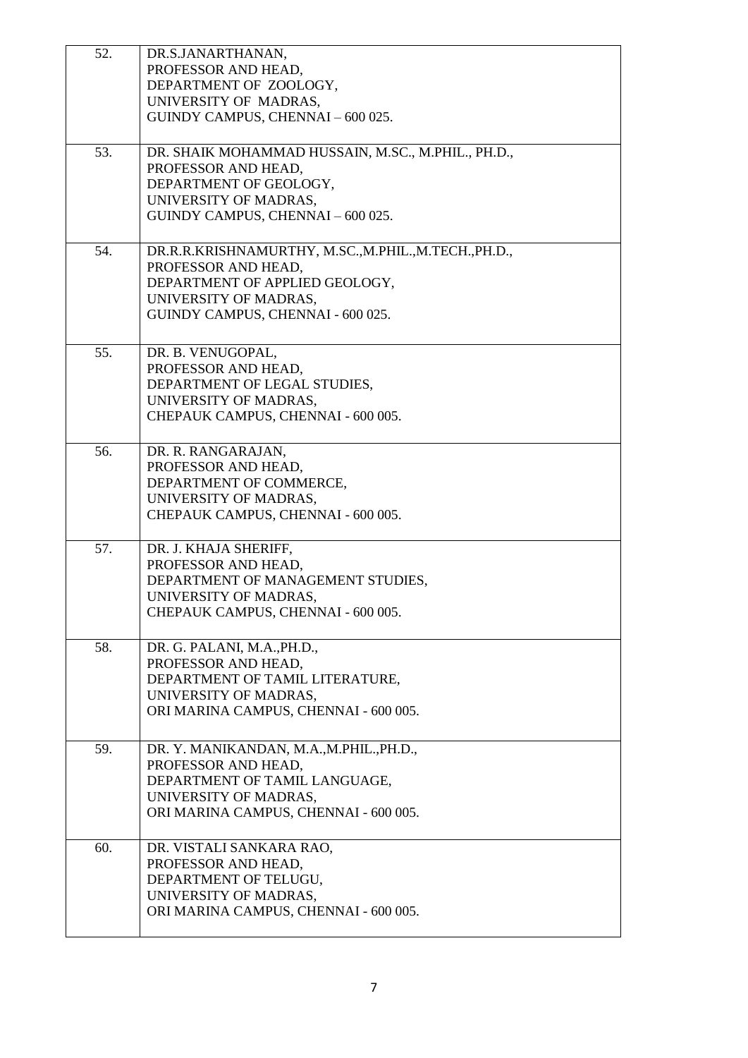| | |
|---|---|
| 52. | DR.S.JANARTHANAN,<br>PROFESSOR AND HEAD,<br>DEPARTMENT OF ZOOLOGY,<br>UNIVERSITY OF MADRAS,<br>GUINDY CAMPUS, CHENNAI – 600 025. |
| 53. | DR. SHAIK MOHAMMAD HUSSAIN, M.SC., M.PHIL., PH.D.,<br>PROFESSOR AND HEAD,<br>DEPARTMENT OF GEOLOGY,<br>UNIVERSITY OF MADRAS,<br>GUINDY CAMPUS, CHENNAI – 600 025. |
| 54. | DR.R.R.KRISHNAMURTHY, M.SC.,M.PHIL.,M.TECH.,PH.D.,<br>PROFESSOR AND HEAD,<br>DEPARTMENT OF APPLIED GEOLOGY,<br>UNIVERSITY OF MADRAS,<br>GUINDY CAMPUS, CHENNAI - 600 025. |
| 55. | DR. B. VENUGOPAL,<br>PROFESSOR AND HEAD,<br>DEPARTMENT OF LEGAL STUDIES,<br>UNIVERSITY OF MADRAS,<br>CHEPAUK CAMPUS, CHENNAI - 600 005. |
| 56. | DR. R. RANGARAJAN,<br>PROFESSOR AND HEAD,<br>DEPARTMENT OF COMMERCE,<br>UNIVERSITY OF MADRAS,<br>CHEPAUK CAMPUS, CHENNAI - 600 005. |
| 57. | DR. J. KHAJA SHERIFF,<br>PROFESSOR AND HEAD,<br>DEPARTMENT OF MANAGEMENT STUDIES,<br>UNIVERSITY OF MADRAS,<br>CHEPAUK CAMPUS, CHENNAI - 600 005. |
| 58. | DR. G. PALANI, M.A.,PH.D.,<br>PROFESSOR AND HEAD,<br>DEPARTMENT OF TAMIL LITERATURE,<br>UNIVERSITY OF MADRAS,<br>ORI MARINA CAMPUS, CHENNAI - 600 005. |
| 59. | DR. Y. MANIKANDAN, M.A.,M.PHIL.,PH.D.,<br>PROFESSOR AND HEAD,<br>DEPARTMENT OF TAMIL LANGUAGE,<br>UNIVERSITY OF MADRAS,<br>ORI MARINA CAMPUS, CHENNAI - 600 005. |
| 60. | DR. VISTALI SANKARA RAO,<br>PROFESSOR AND HEAD,<br>DEPARTMENT OF TELUGU,<br>UNIVERSITY OF MADRAS,<br>ORI MARINA CAMPUS, CHENNAI - 600 005. |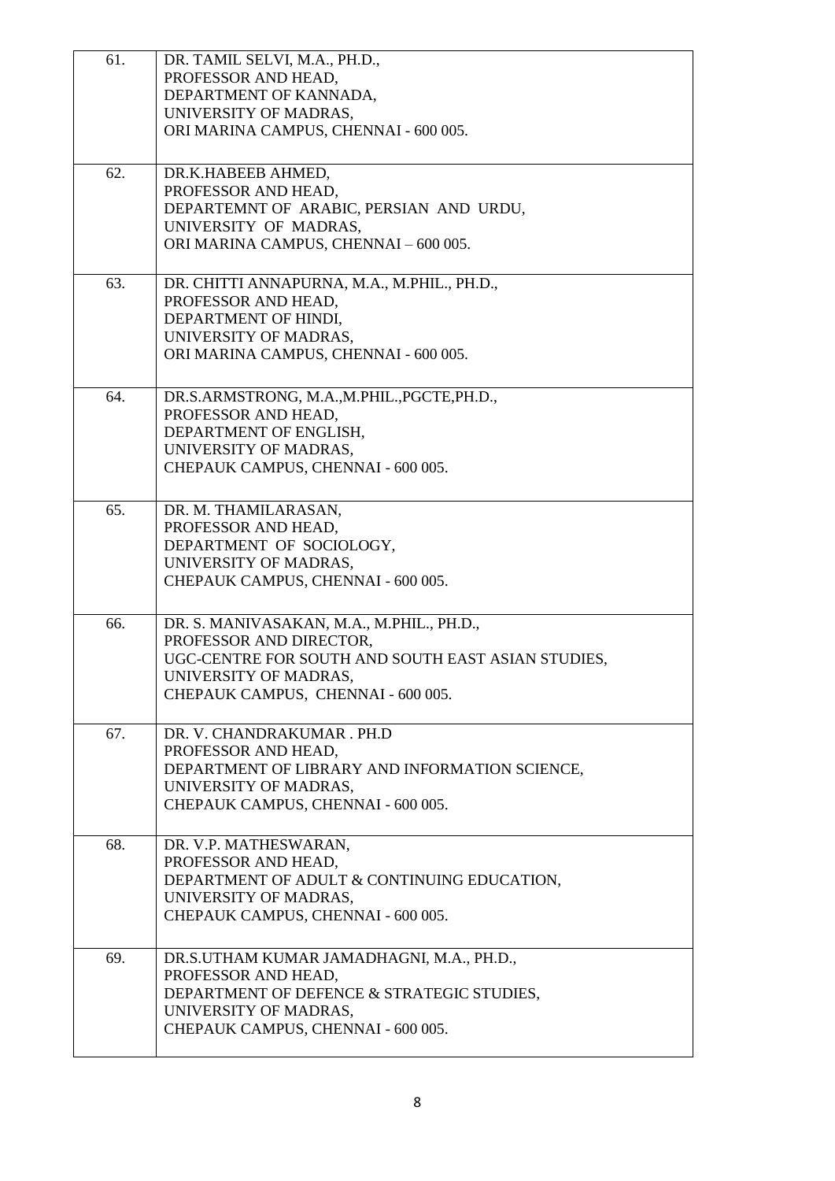| | |
|---|---|
| 61. | DR. TAMIL SELVI, M.A., PH.D.,<br>PROFESSOR AND HEAD,<br>DEPARTMENT OF KANNADA,<br>UNIVERSITY OF MADRAS,<br>ORI MARINA CAMPUS, CHENNAI - 600 005. |
| 62. | DR.K.HABEEB AHMED,<br>PROFESSOR AND HEAD,<br>DEPARTEMNT OF ARABIC, PERSIAN AND URDU,<br>UNIVERSITY OF MADRAS,<br>ORI MARINA CAMPUS, CHENNAI – 600 005. |
| 63. | DR. CHITTI ANNAPURNA, M.A., M.PHIL., PH.D.,<br>PROFESSOR AND HEAD,<br>DEPARTMENT OF HINDI,<br>UNIVERSITY OF MADRAS,<br>ORI MARINA CAMPUS, CHENNAI - 600 005. |
| 64. | DR.S.ARMSTRONG, M.A.,M.PHIL.,PGCTE,PH.D.,<br>PROFESSOR AND HEAD,<br>DEPARTMENT OF ENGLISH,<br>UNIVERSITY OF MADRAS,<br>CHEPAUK CAMPUS, CHENNAI - 600 005. |
| 65. | DR. M. THAMILARASAN,<br>PROFESSOR AND HEAD,<br>DEPARTMENT OF SOCIOLOGY,<br>UNIVERSITY OF MADRAS,<br>CHEPAUK CAMPUS, CHENNAI - 600 005. |
| 66. | DR. S. MANIVASAKAN, M.A., M.PHIL., PH.D.,<br>PROFESSOR AND DIRECTOR,<br>UGC-CENTRE FOR SOUTH AND SOUTH EAST ASIAN STUDIES,<br>UNIVERSITY OF MADRAS,<br>CHEPAUK CAMPUS, CHENNAI - 600 005. |
| 67. | DR. V. CHANDRAKUMAR . PH.D<br>PROFESSOR AND HEAD,<br>DEPARTMENT OF LIBRARY AND INFORMATION SCIENCE,<br>UNIVERSITY OF MADRAS,<br>CHEPAUK CAMPUS, CHENNAI - 600 005. |
| 68. | DR. V.P. MATHESWARAN,<br>PROFESSOR AND HEAD,<br>DEPARTMENT OF ADULT & CONTINUING EDUCATION,<br>UNIVERSITY OF MADRAS,<br>CHEPAUK CAMPUS, CHENNAI - 600 005. |
| 69. | DR.S.UTHAM KUMAR JAMADHAGNI, M.A., PH.D.,<br>PROFESSOR AND HEAD,<br>DEPARTMENT OF DEFENCE & STRATEGIC STUDIES,<br>UNIVERSITY OF MADRAS,<br>CHEPAUK CAMPUS, CHENNAI - 600 005. |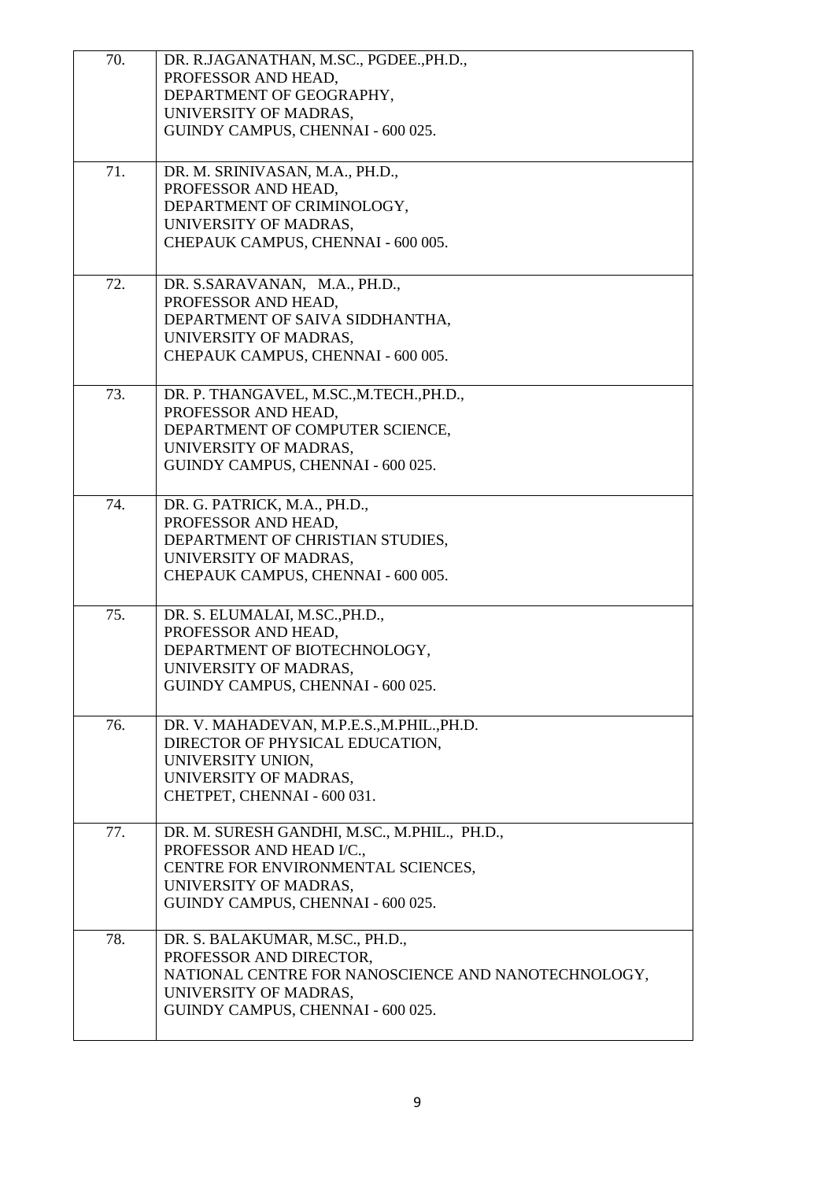| | |
|---|---|
| 70. | DR. R.JAGANATHAN, M.SC., PGDEE.,PH.D.,<br>PROFESSOR AND HEAD,<br>DEPARTMENT OF GEOGRAPHY,<br>UNIVERSITY OF MADRAS,<br>GUINDY CAMPUS, CHENNAI - 600 025. |
| 71. | DR. M. SRINIVASAN, M.A., PH.D.,<br>PROFESSOR AND HEAD,<br>DEPARTMENT OF CRIMINOLOGY,<br>UNIVERSITY OF MADRAS,<br>CHEPAUK CAMPUS, CHENNAI - 600 005. |
| 72. | DR. S.SARAVANAN, M.A., PH.D.,<br>PROFESSOR AND HEAD,<br>DEPARTMENT OF SAIVA SIDDHANTHA,<br>UNIVERSITY OF MADRAS,<br>CHEPAUK CAMPUS, CHENNAI - 600 005. |
| 73. | DR. P. THANGAVEL, M.SC.,M.TECH.,PH.D.,<br>PROFESSOR AND HEAD,<br>DEPARTMENT OF COMPUTER SCIENCE,<br>UNIVERSITY OF MADRAS,<br>GUINDY CAMPUS, CHENNAI - 600 025. |
| 74. | DR. G. PATRICK, M.A., PH.D.,<br>PROFESSOR AND HEAD,<br>DEPARTMENT OF CHRISTIAN STUDIES,<br>UNIVERSITY OF MADRAS,<br>CHEPAUK CAMPUS, CHENNAI - 600 005. |
| 75. | DR. S. ELUMALAI, M.SC.,PH.D.,<br>PROFESSOR AND HEAD,<br>DEPARTMENT OF BIOTECHNOLOGY,<br>UNIVERSITY OF MADRAS,<br>GUINDY CAMPUS, CHENNAI - 600 025. |
| 76. | DR. V. MAHADEVAN, M.P.E.S.,M.PHIL.,PH.D.<br>DIRECTOR OF PHYSICAL EDUCATION,<br>UNIVERSITY UNION,<br>UNIVERSITY OF MADRAS,<br>CHETPET, CHENNAI - 600 031. |
| 77. | DR. M. SURESH GANDHI, M.SC., M.PHIL., PH.D.,<br>PROFESSOR AND HEAD I/C.,<br>CENTRE FOR ENVIRONMENTAL SCIENCES,<br>UNIVERSITY OF MADRAS,<br>GUINDY CAMPUS, CHENNAI - 600 025. |
| 78. | DR. S. BALAKUMAR, M.SC., PH.D.,<br>PROFESSOR AND DIRECTOR,<br>NATIONAL CENTRE FOR NANOSCIENCE AND NANOTECHNOLOGY,<br>UNIVERSITY OF MADRAS,<br>GUINDY CAMPUS, CHENNAI - 600 025. |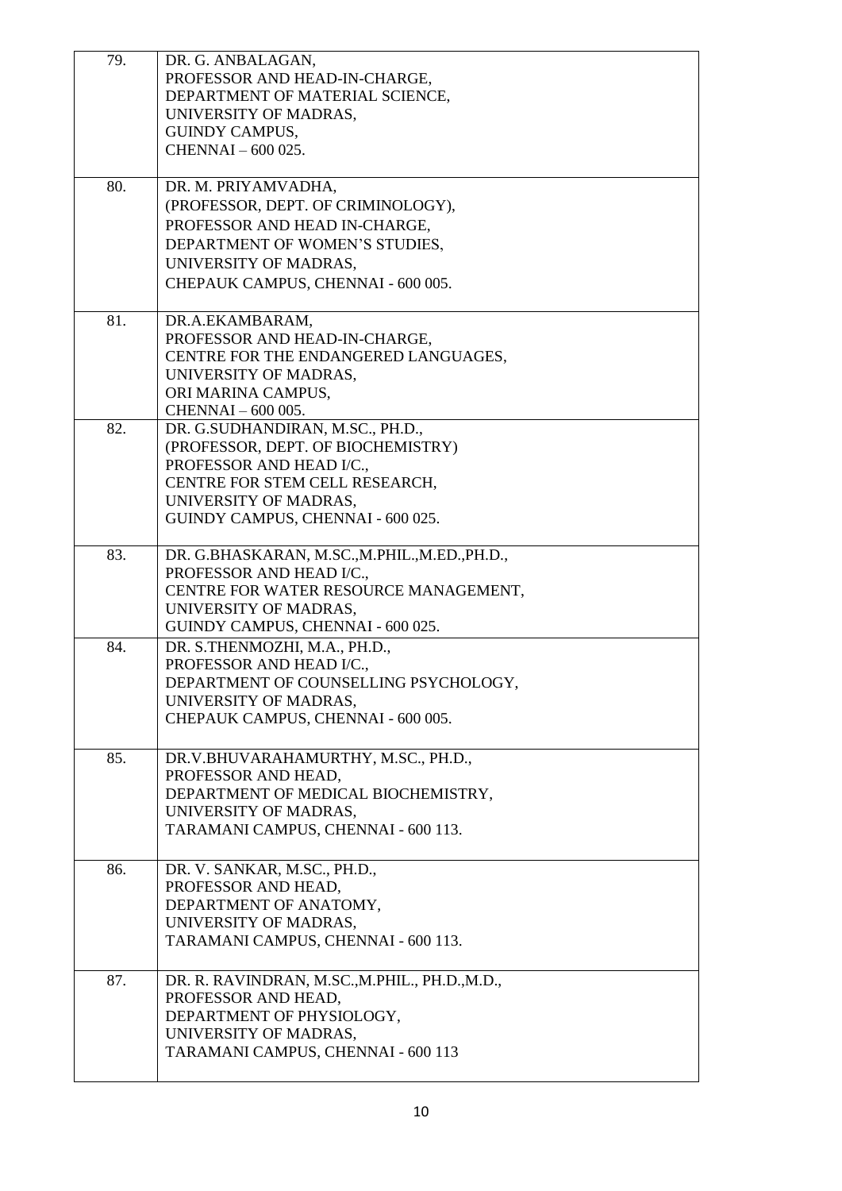| | |
|---|---|
| 79. | DR. G. ANBALAGAN,<br>PROFESSOR AND HEAD-IN-CHARGE,<br>DEPARTMENT OF MATERIAL SCIENCE,<br>UNIVERSITY OF MADRAS,<br>GUINDY CAMPUS,<br>CHENNAI – 600 025. |
| 80. | DR. M. PRIYAMVADHA,<br>(PROFESSOR, DEPT. OF CRIMINOLOGY),<br>PROFESSOR AND HEAD IN-CHARGE,<br>DEPARTMENT OF WOMEN'S STUDIES,<br>UNIVERSITY OF MADRAS,<br>CHEPAUK CAMPUS, CHENNAI - 600 005. |
| 81. | DR.A.EKAMBARAM,<br>PROFESSOR AND HEAD-IN-CHARGE,<br>CENTRE FOR THE ENDANGERED LANGUAGES,<br>UNIVERSITY OF MADRAS,<br>ORI MARINA CAMPUS,<br>CHENNAI – 600 005. |
| 82. | DR. G.SUDHANDIRAN, M.SC., PH.D.,<br>(PROFESSOR, DEPT. OF BIOCHEMISTRY)<br>PROFESSOR AND HEAD I/C.,<br>CENTRE FOR STEM CELL RESEARCH,<br>UNIVERSITY OF MADRAS,<br>GUINDY CAMPUS, CHENNAI - 600 025. |
| 83. | DR. G.BHASKARAN, M.SC.,M.PHIL.,M.ED.,PH.D.,<br>PROFESSOR AND HEAD I/C.,<br>CENTRE FOR WATER RESOURCE MANAGEMENT,<br>UNIVERSITY OF MADRAS,<br>GUINDY CAMPUS, CHENNAI - 600 025. |
| 84. | DR. S.THENMOZHI, M.A., PH.D.,<br>PROFESSOR AND HEAD I/C.,<br>DEPARTMENT OF COUNSELLING PSYCHOLOGY,<br>UNIVERSITY OF MADRAS,<br>CHEPAUK CAMPUS, CHENNAI - 600 005. |
| 85. | DR.V.BHUVARAHAMURTHY, M.SC., PH.D.,<br>PROFESSOR AND HEAD,<br>DEPARTMENT OF MEDICAL BIOCHEMISTRY,<br>UNIVERSITY OF MADRAS,<br>TARAMANI CAMPUS, CHENNAI - 600 113. |
| 86. | DR. V. SANKAR, M.SC., PH.D.,<br>PROFESSOR AND HEAD,<br>DEPARTMENT OF ANATOMY,<br>UNIVERSITY OF MADRAS,<br>TARAMANI CAMPUS, CHENNAI - 600 113. |
| 87. | DR. R. RAVINDRAN, M.SC.,M.PHIL., PH.D.,M.D.,<br>PROFESSOR AND HEAD,<br>DEPARTMENT OF PHYSIOLOGY,<br>UNIVERSITY OF MADRAS,<br>TARAMANI CAMPUS, CHENNAI - 600 113 |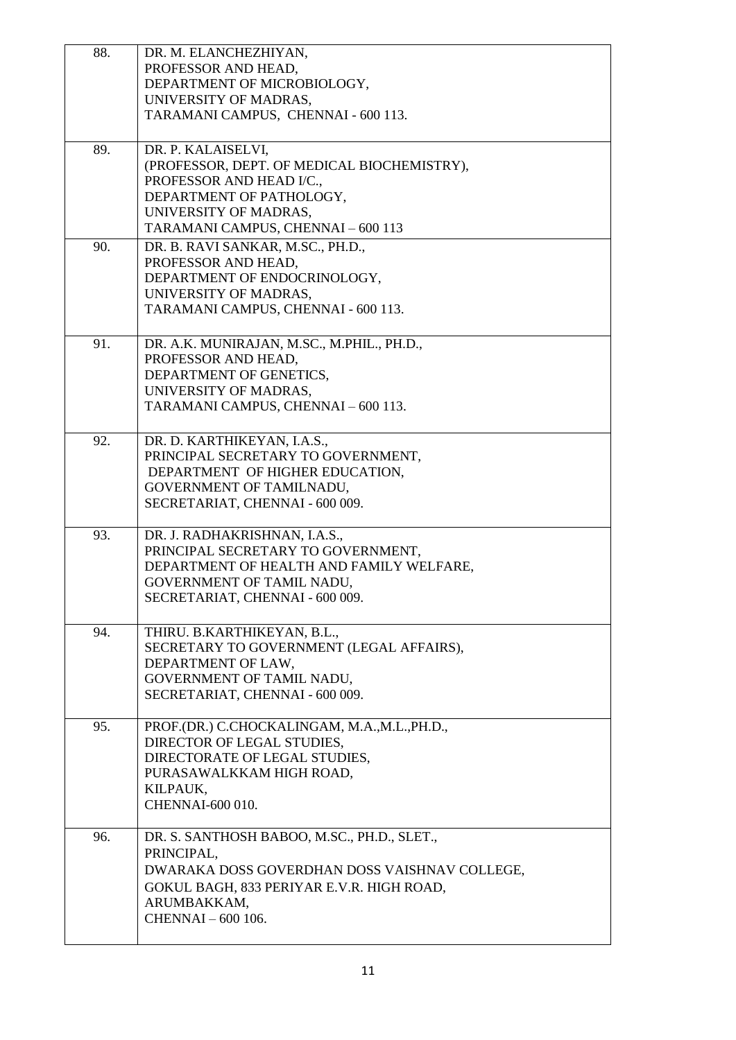| | |
|---|---|
| 88. | DR. M. ELANCHEZHIYAN,<br>PROFESSOR AND HEAD,<br>DEPARTMENT OF MICROBIOLOGY,<br>UNIVERSITY OF MADRAS,<br>TARAMANI CAMPUS, CHENNAI - 600 113. |
| 89. | DR. P. KALAISELVI,<br>(PROFESSOR, DEPT. OF MEDICAL BIOCHEMISTRY),<br>PROFESSOR AND HEAD I/C.,<br>DEPARTMENT OF PATHOLOGY,<br>UNIVERSITY OF MADRAS,<br>TARAMANI CAMPUS, CHENNAI – 600 113 |
| 90. | DR. B. RAVI SANKAR, M.SC., PH.D.,<br>PROFESSOR AND HEAD,<br>DEPARTMENT OF ENDOCRINOLOGY,<br>UNIVERSITY OF MADRAS,<br>TARAMANI CAMPUS, CHENNAI - 600 113. |
| 91. | DR. A.K. MUNIRAJAN, M.SC., M.PHIL., PH.D.,<br>PROFESSOR AND HEAD,<br>DEPARTMENT OF GENETICS,<br>UNIVERSITY OF MADRAS,<br>TARAMANI CAMPUS, CHENNAI – 600 113. |
| 92. | DR. D. KARTHIKEYAN, I.A.S.,<br>PRINCIPAL SECRETARY TO GOVERNMENT,<br>DEPARTMENT OF HIGHER EDUCATION,<br>GOVERNMENT OF TAMILNADU,<br>SECRETARIAT, CHENNAI - 600 009. |
| 93. | DR. J. RADHAKRISHNAN, I.A.S.,<br>PRINCIPAL SECRETARY TO GOVERNMENT,<br>DEPARTMENT OF HEALTH AND FAMILY WELFARE,<br>GOVERNMENT OF TAMIL NADU,<br>SECRETARIAT, CHENNAI - 600 009. |
| 94. | THIRU. B.KARTHIKEYAN, B.L.,<br>SECRETARY TO GOVERNMENT (LEGAL AFFAIRS),<br>DEPARTMENT OF LAW,<br>GOVERNMENT OF TAMIL NADU,<br>SECRETARIAT, CHENNAI - 600 009. |
| 95. | PROF.(DR.) C.CHOCKALINGAM, M.A.,M.L.,PH.D.,<br>DIRECTOR OF LEGAL STUDIES,<br>DIRECTORATE OF LEGAL STUDIES,<br>PURASAWALKKAM HIGH ROAD,<br>KILPAUK,<br>CHENNAI-600 010. |
| 96. | DR. S. SANTHOSH BABOO, M.SC., PH.D., SLET.,<br>PRINCIPAL,<br>DWARAKA DOSS GOVERDHAN DOSS VAISHNAV COLLEGE,<br>GOKUL BAGH, 833 PERIYAR E.V.R. HIGH ROAD,<br>ARUMBAKKAM,<br>CHENNAI – 600 106. |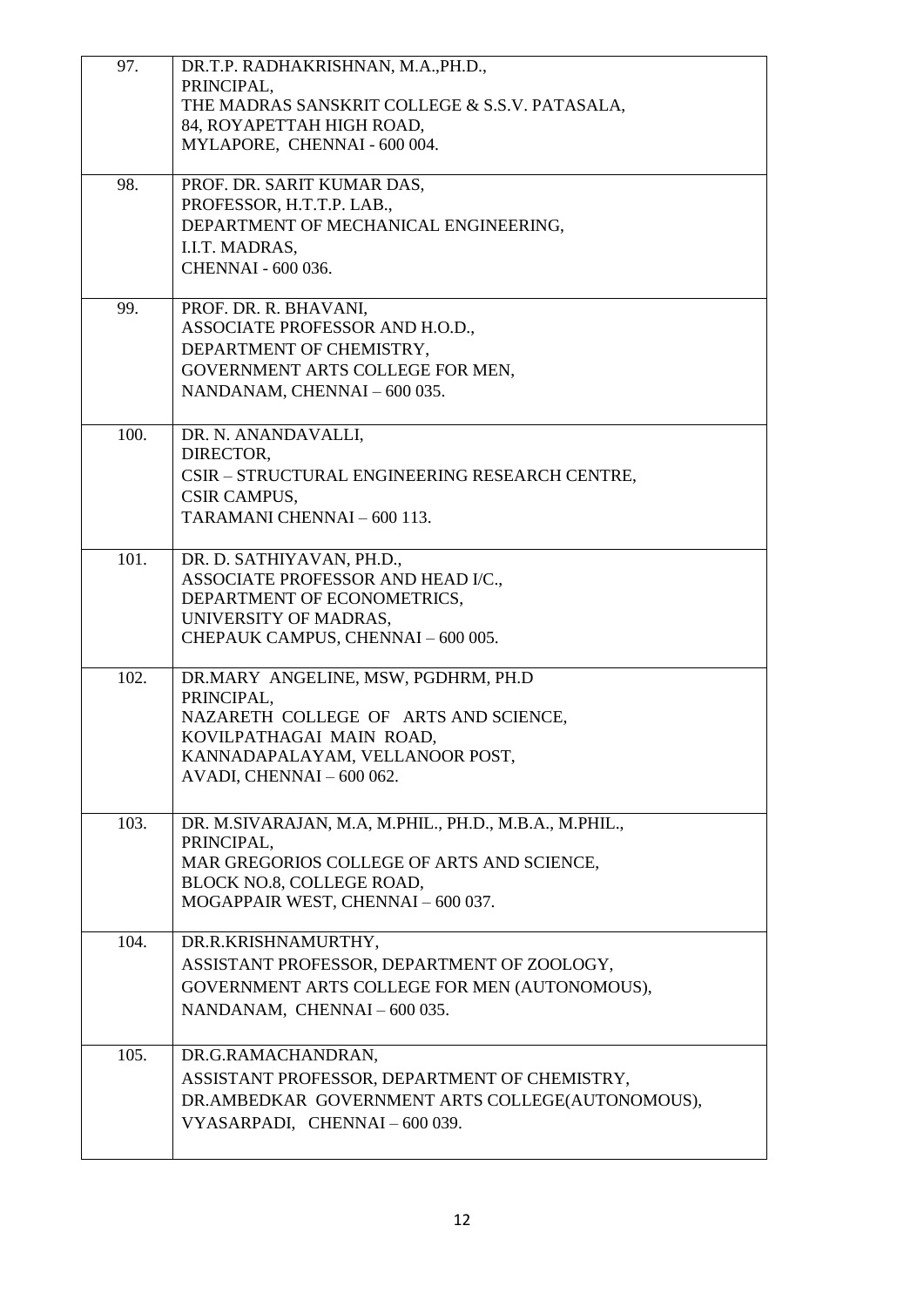| | |
|---|---|
| 97. | DR.T.P. RADHAKRISHNAN, M.A.,PH.D.,<br>PRINCIPAL,<br>THE MADRAS SANSKRIT COLLEGE & S.S.V. PATASALA,<br>84, ROYAPETTAH HIGH ROAD,<br>MYLAPORE, CHENNAI - 600 004. |
| 98. | PROF. DR. SARIT KUMAR DAS,<br>PROFESSOR, H.T.T.P. LAB.,<br>DEPARTMENT OF MECHANICAL ENGINEERING,<br>I.I.T. MADRAS,<br>CHENNAI - 600 036. |
| 99. | PROF. DR. R. BHAVANI,<br>ASSOCIATE PROFESSOR AND H.O.D.,<br>DEPARTMENT OF CHEMISTRY,<br>GOVERNMENT ARTS COLLEGE FOR MEN,<br>NANDANAM, CHENNAI – 600 035. |
| 100. | DR. N. ANANDAVALLI,<br>DIRECTOR,<br>CSIR – STRUCTURAL ENGINEERING RESEARCH CENTRE,<br>CSIR CAMPUS,<br>TARAMANI CHENNAI – 600 113. |
| 101. | DR. D. SATHIYAVAN, PH.D.,<br>ASSOCIATE PROFESSOR AND HEAD I/C.,<br>DEPARTMENT OF ECONOMETRICS,<br>UNIVERSITY OF MADRAS,<br>CHEPAUK CAMPUS, CHENNAI – 600 005. |
| 102. | DR.MARY ANGELINE, MSW, PGDHRM, PH.D<br>PRINCIPAL,<br>NAZARETH COLLEGE OF ARTS AND SCIENCE,<br>KOVILPATHAGAI MAIN ROAD,<br>KANNADAPALAYAM, VELLANOOR POST,<br>AVADI, CHENNAI – 600 062. |
| 103. | DR. M.SIVARAJAN, M.A, M.PHIL., PH.D., M.B.A., M.PHIL.,<br>PRINCIPAL,<br>MAR GREGORIOS COLLEGE OF ARTS AND SCIENCE,<br>BLOCK NO.8, COLLEGE ROAD,<br>MOGAPPAIR WEST, CHENNAI – 600 037. |
| 104. | DR.R.KRISHNAMURTHY,<br>ASSISTANT PROFESSOR, DEPARTMENT OF ZOOLOGY,<br>GOVERNMENT ARTS COLLEGE FOR MEN (AUTONOMOUS),<br>NANDANAM, CHENNAI – 600 035. |
| 105. | DR.G.RAMACHANDRAN,<br>ASSISTANT PROFESSOR, DEPARTMENT OF CHEMISTRY,<br>DR.AMBEDKAR GOVERNMENT ARTS COLLEGE(AUTONOMOUS),<br>VYASARPADI, CHENNAI – 600 039. |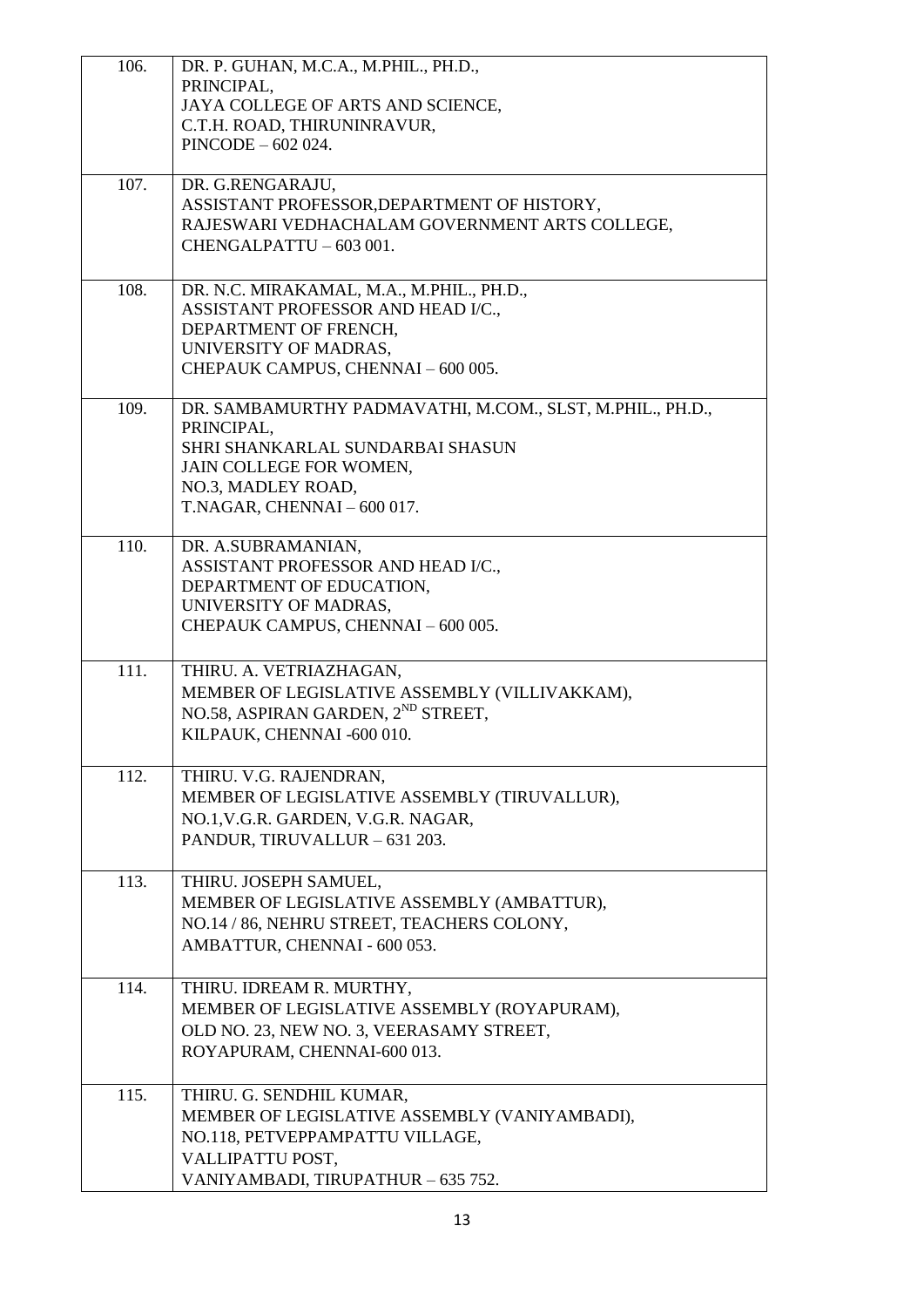| | |
|---|---|
| 106. | DR. P. GUHAN, M.C.A., M.PHIL., PH.D.,<br>PRINCIPAL,<br>JAYA COLLEGE OF ARTS AND SCIENCE,<br>C.T.H. ROAD, THIRUNINRAVUR,<br>PINCODE – 602 024. |
| 107. | DR. G.RENGARAJU,<br>ASSISTANT PROFESSOR,DEPARTMENT OF HISTORY,<br>RAJESWARI VEDHACHALAM GOVERNMENT ARTS COLLEGE,<br>CHENGALPATTU – 603 001. |
| 108. | DR. N.C. MIRAKAMAL, M.A., M.PHIL., PH.D.,<br>ASSISTANT PROFESSOR AND HEAD I/C.,<br>DEPARTMENT OF FRENCH,<br>UNIVERSITY OF MADRAS,<br>CHEPAUK CAMPUS, CHENNAI – 600 005. |
| 109. | DR. SAMBAMURTHY PADMAVATHI, M.COM., SLST, M.PHIL., PH.D.,<br>PRINCIPAL,<br>SHRI SHANKARLAL SUNDARBAI SHASUN<br>JAIN COLLEGE FOR WOMEN,<br>NO.3, MADLEY ROAD,<br>T.NAGAR, CHENNAI – 600 017. |
| 110. | DR. A.SUBRAMANIAN,<br>ASSISTANT PROFESSOR AND HEAD I/C.,<br>DEPARTMENT OF EDUCATION,<br>UNIVERSITY OF MADRAS,<br>CHEPAUK CAMPUS, CHENNAI – 600 005. |
| 111. | THIRU. A. VETRIAZHAGAN,<br>MEMBER OF LEGISLATIVE ASSEMBLY (VILLIVAKKAM),<br>NO.58, ASPIRAN GARDEN, 2ND STREET,<br>KILPAUK, CHENNAI -600 010. |
| 112. | THIRU. V.G. RAJENDRAN,<br>MEMBER OF LEGISLATIVE ASSEMBLY (TIRUVALLUR),<br>NO.1,V.G.R. GARDEN, V.G.R. NAGAR,<br>PANDUR, TIRUVALLUR – 631 203. |
| 113. | THIRU. JOSEPH SAMUEL,<br>MEMBER OF LEGISLATIVE ASSEMBLY (AMBATTUR),<br>NO.14 / 86, NEHRU STREET, TEACHERS COLONY,<br>AMBATTUR, CHENNAI - 600 053. |
| 114. | THIRU. IDREAM R. MURTHY,<br>MEMBER OF LEGISLATIVE ASSEMBLY (ROYAPURAM),<br>OLD NO. 23, NEW NO. 3, VEERASAMY STREET,<br>ROYAPURAM, CHENNAI-600 013. |
| 115. | THIRU. G. SENDHIL KUMAR,<br>MEMBER OF LEGISLATIVE ASSEMBLY (VANIYAMBADI),<br>NO.118, PETVEPPAMPATTU VILLAGE,<br>VALLIPATTU POST,<br>VANIYAMBADI, TIRUPATHUR – 635 752. |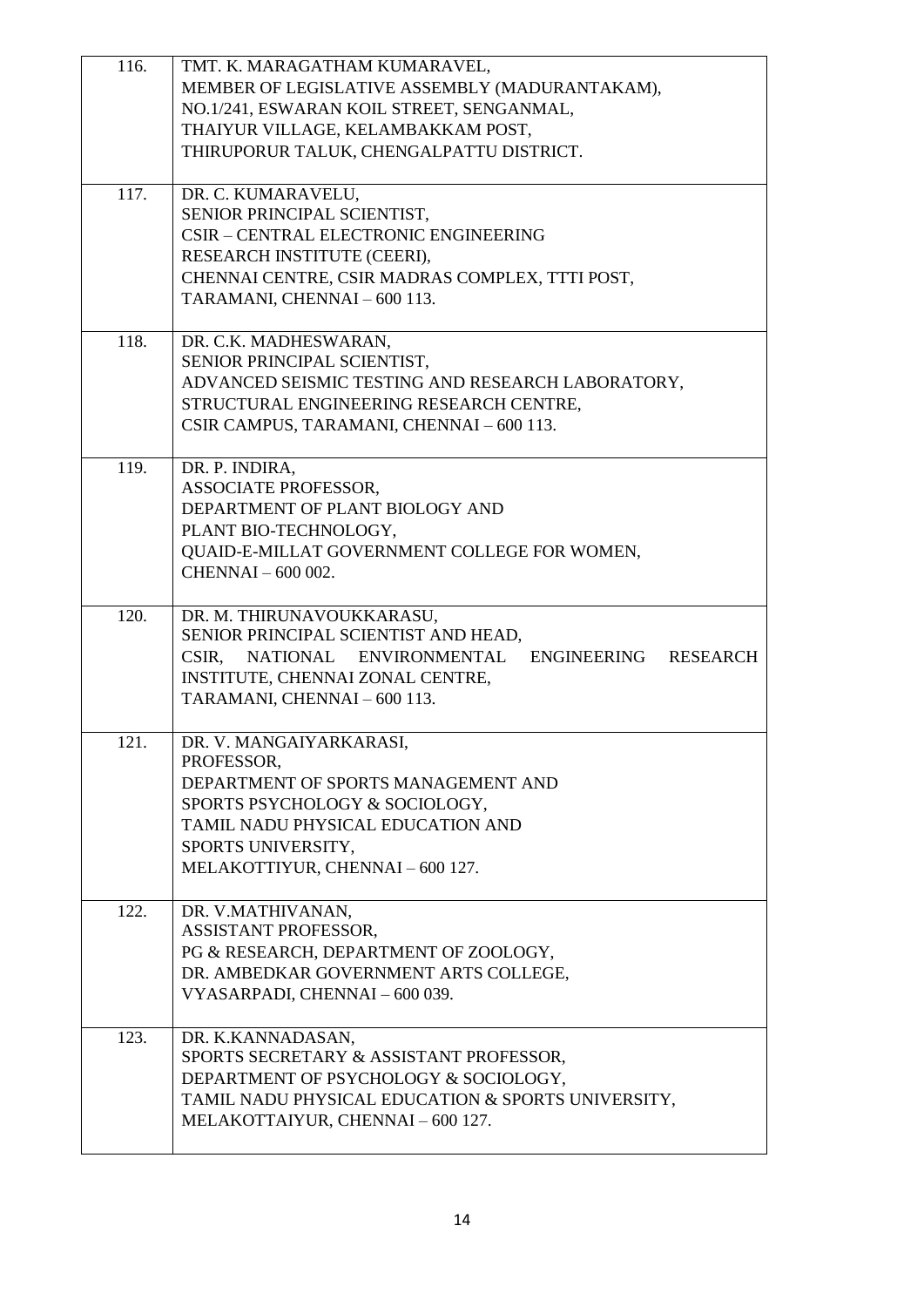| | |
|---|---|
| 116. | TMT. K. MARAGATHAM KUMARAVEL,<br>MEMBER OF LEGISLATIVE ASSEMBLY (MADURANTAKAM),<br>NO.1/241, ESWARAN KOIL STREET, SENGANMAL,<br>THAIYUR VILLAGE, KELAMBAKKAM POST,<br>THIRUPORUR TALUK, CHENGALPATTU DISTRICT. |
| 117. | DR. C. KUMARAVELU,<br>SENIOR PRINCIPAL SCIENTIST,<br>CSIR – CENTRAL ELECTRONIC ENGINEERING<br>RESEARCH INSTITUTE (CEERI),<br>CHENNAI CENTRE, CSIR MADRAS COMPLEX, TTTI POST,<br>TARAMANI, CHENNAI – 600 113. |
| 118. | DR. C.K. MADHESWARAN,<br>SENIOR PRINCIPAL SCIENTIST,<br>ADVANCED SEISMIC TESTING AND RESEARCH LABORATORY,<br>STRUCTURAL ENGINEERING RESEARCH CENTRE,<br>CSIR CAMPUS, TARAMANI, CHENNAI – 600 113. |
| 119. | DR. P. INDIRA,<br>ASSOCIATE PROFESSOR,<br>DEPARTMENT OF PLANT BIOLOGY AND<br>PLANT BIO-TECHNOLOGY,<br>QUAID-E-MILLAT GOVERNMENT COLLEGE FOR WOMEN,<br>CHENNAI – 600 002. |
| 120. | DR. M. THIRUNAVOUKKARASU,<br>SENIOR PRINCIPAL SCIENTIST AND HEAD,<br>CSIR, NATIONAL ENVIRONMENTAL ENGINEERING RESEARCH INSTITUTE, CHENNAI ZONAL CENTRE,<br>TARAMANI, CHENNAI – 600 113. |
| 121. | DR. V. MANGAIYARKARASI,<br>PROFESSOR,<br>DEPARTMENT OF SPORTS MANAGEMENT AND<br>SPORTS PSYCHOLOGY & SOCIOLOGY,<br>TAMIL NADU PHYSICAL EDUCATION AND<br>SPORTS UNIVERSITY,<br>MELAKOTTIYUR, CHENNAI – 600 127. |
| 122. | DR. V.MATHIVANAN,<br>ASSISTANT PROFESSOR,<br>PG & RESEARCH, DEPARTMENT OF ZOOLOGY,<br>DR. AMBEDKAR GOVERNMENT ARTS COLLEGE,<br>VYASARPADI, CHENNAI – 600 039. |
| 123. | DR. K.KANNADASAN,<br>SPORTS SECRETARY & ASSISTANT PROFESSOR,<br>DEPARTMENT OF PSYCHOLOGY & SOCIOLOGY,<br>TAMIL NADU PHYSICAL EDUCATION & SPORTS UNIVERSITY,<br>MELAKOTTAIYUR, CHENNAI – 600 127. |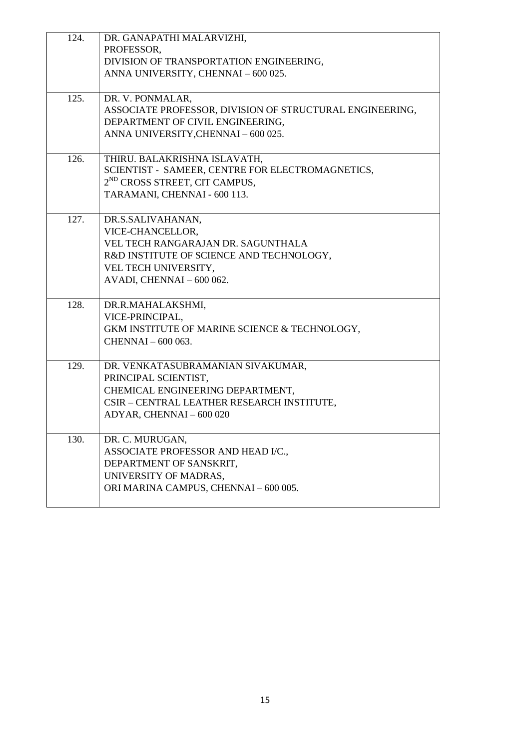| | |
|---|---|
| 124. | DR. GANAPATHI MALARVIZHI,<br>PROFESSOR,<br>DIVISION OF TRANSPORTATION ENGINEERING,<br>ANNA UNIVERSITY, CHENNAI – 600 025. |
| 125. | DR. V. PONMALAR,<br>ASSOCIATE PROFESSOR, DIVISION OF STRUCTURAL ENGINEERING,<br>DEPARTMENT OF CIVIL ENGINEERING,<br>ANNA UNIVERSITY,CHENNAI – 600 025. |
| 126. | THIRU. BALAKRISHNA ISLAVATH,<br>SCIENTIST - SAMEER, CENTRE FOR ELECTROMAGNETICS,<br>2ND CROSS STREET, CIT CAMPUS,<br>TARAMANI, CHENNAI - 600 113. |
| 127. | DR.S.SALIVAHANAN,<br>VICE-CHANCELLOR,<br>VEL TECH RANGARAJAN DR. SAGUNTHALA<br>R&D INSTITUTE OF SCIENCE AND TECHNOLOGY,<br>VEL TECH UNIVERSITY,<br>AVADI, CHENNAI – 600 062. |
| 128. | DR.R.MAHALAKSHMI,<br>VICE-PRINCIPAL,<br>GKM INSTITUTE OF MARINE SCIENCE & TECHNOLOGY,<br>CHENNAI – 600 063. |
| 129. | DR. VENKATASUBRAMANIAN SIVAKUMAR,<br>PRINCIPAL SCIENTIST,<br>CHEMICAL ENGINEERING DEPARTMENT,<br>CSIR – CENTRAL LEATHER RESEARCH INSTITUTE,<br>ADYAR, CHENNAI – 600 020 |
| 130. | DR. C. MURUGAN,<br>ASSOCIATE PROFESSOR AND HEAD I/C.,<br>DEPARTMENT OF SANSKRIT,<br>UNIVERSITY OF MADRAS,<br>ORI MARINA CAMPUS, CHENNAI – 600 005. |